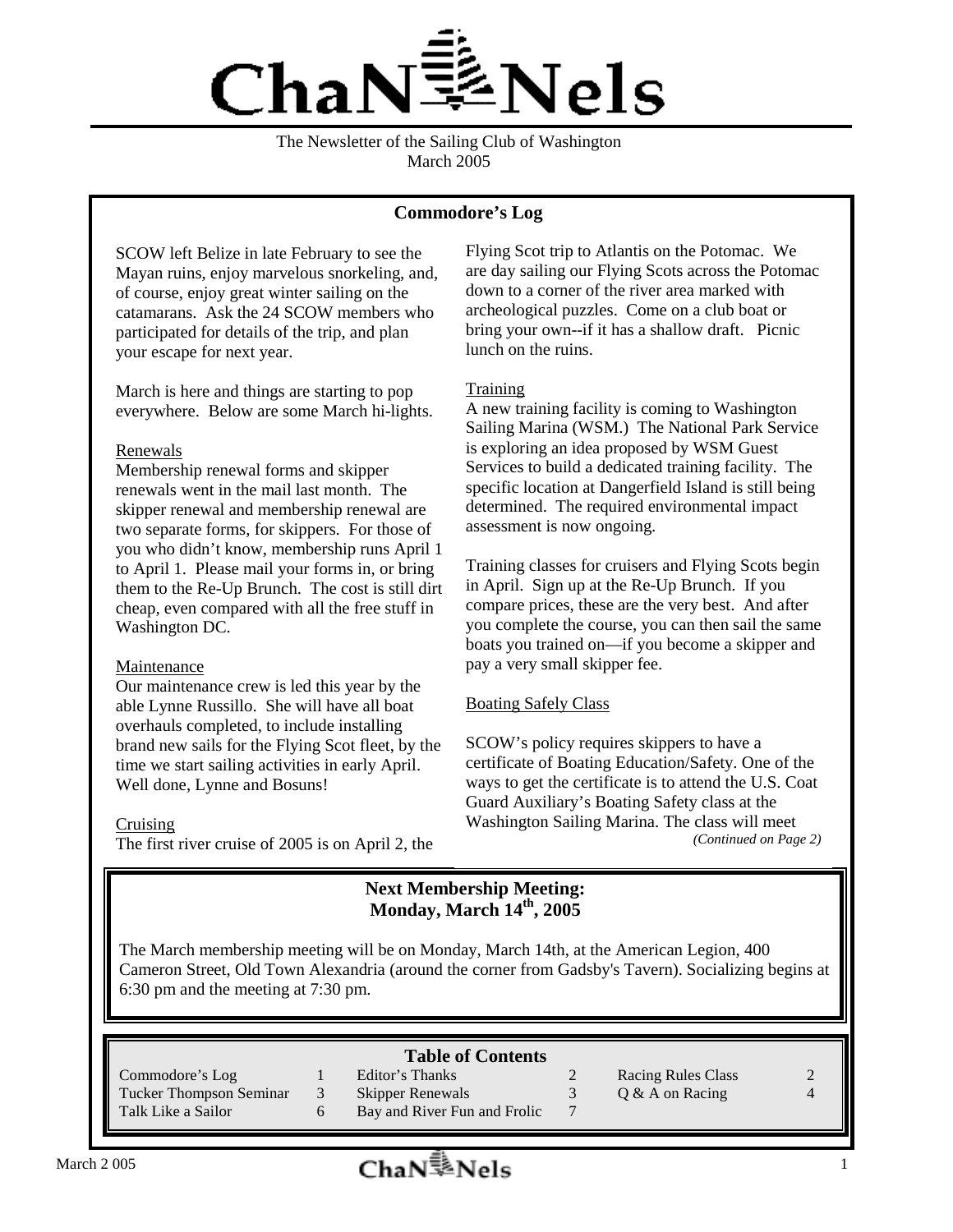# ChaNNels

The Newsletter of the Sailing Club of Washington
March 2005

## Commodore's Log

SCOW left Belize in late February to see the Mayan ruins, enjoy marvelous snorkeling, and, of course, enjoy great winter sailing on the catamarans. Ask the 24 SCOW members who participated for details of the trip, and plan your escape for next year.

March is here and things are starting to pop everywhere. Below are some March hi-lights.

Renewals
Membership renewal forms and skipper renewals went in the mail last month. The skipper renewal and membership renewal are two separate forms, for skippers. For those of you who didn't know, membership runs April 1 to April 1. Please mail your forms in, or bring them to the Re-Up Brunch. The cost is still dirt cheap, even compared with all the free stuff in Washington DC.

Maintenance
Our maintenance crew is led this year by the able Lynne Russillo. She will have all boat overhauls completed, to include installing brand new sails for the Flying Scot fleet, by the time we start sailing activities in early April. Well done, Lynne and Bosuns!

Cruising
The first river cruise of 2005 is on April 2, the Flying Scot trip to Atlantis on the Potomac. We are day sailing our Flying Scots across the Potomac down to a corner of the river area marked with archeological puzzles. Come on a club boat or bring your own--if it has a shallow draft. Picnic lunch on the ruins.

Training
A new training facility is coming to Washington Sailing Marina (WSM.) The National Park Service is exploring an idea proposed by WSM Guest Services to build a dedicated training facility. The specific location at Dangerfield Island is still being determined. The required environmental impact assessment is now ongoing.

Training classes for cruisers and Flying Scots begin in April. Sign up at the Re-Up Brunch. If you compare prices, these are the very best. And after you complete the course, you can then sail the same boats you trained on—if you become a skipper and pay a very small skipper fee.

Boating Safely Class

SCOW's policy requires skippers to have a certificate of Boating Education/Safety. One of the ways to get the certificate is to attend the U.S. Coat Guard Auxiliary's Boating Safety class at the Washington Sailing Marina. The class will meet

*(Continued on Page 2)*

## Next Membership Meeting: Monday, March 14th, 2005

The March membership meeting will be on Monday, March 14th, at the American Legion, 400 Cameron Street, Old Town Alexandria (around the corner from Gadsby's Tavern). Socializing begins at 6:30 pm and the meeting at 7:30 pm.

## Table of Contents

| | | | | | |
|---|---|---|---|---|---|
| Commodore's Log | 1 | Editor's Thanks | 2 | Racing Rules Class | 2 |
| Tucker Thompson Seminar | 3 | Skipper Renewals | 3 | Q & A on Racing | 4 |
| Talk Like a Sailor | 6 | Bay and River Fun and Frolic | 7 | | |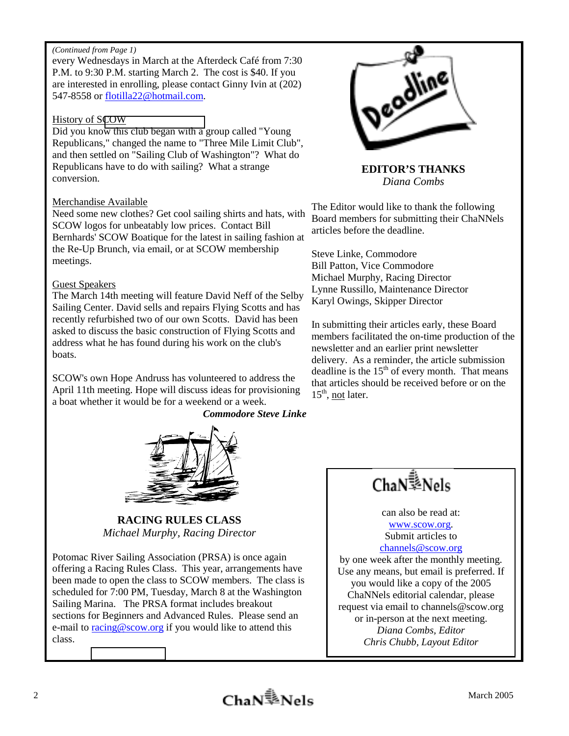*(Continued from Page 1)*
every Wednesdays in March at the Afterdeck Café from 7:30 P.M. to 9:30 P.M. starting March 2. The cost is $40. If you are interested in enrolling, please contact Ginny Ivin at (202) 547-8558 or flotilla22@hotmail.com.

History of SCOW
Did you know this club began with a group called "Young Republicans," changed the name to "Three Mile Limit Club", and then settled on "Sailing Club of Washington"? What do Republicans have to do with sailing? What a strange conversion.

Merchandise Available
Need some new clothes? Get cool sailing shirts and hats, with SCOW logos for unbeatably low prices. Contact Bill Bernhards' SCOW Boatique for the latest in sailing fashion at the Re-Up Brunch, via email, or at SCOW membership meetings.

Guest Speakers
The March 14th meeting will feature David Neff of the Selby Sailing Center. David sells and repairs Flying Scotts and has recently refurbished two of our own Scotts. David has been asked to discuss the basic construction of Flying Scotts and address what he has found during his work on the club's boats.

SCOW's own Hope Andruss has volunteered to address the April 11th meeting. Hope will discuss ideas for provisioning a boat whether it would be for a weekend or a week.

***Commodore Steve Linke***

## RACING RULES CLASS

*Michael Murphy, Racing Director*

Potomac River Sailing Association (PRSA) is once again offering a Racing Rules Class. This year, arrangements have been made to open the class to SCOW members. The class is scheduled for 7:00 PM, Tuesday, March 8 at the Washington Sailing Marina. The PRSA format includes breakout sections for Beginners and Advanced Rules. Please send an e-mail to racing@scow.org if you would like to attend this class.

## EDITOR'S THANKS

*Diana Combs*

The Editor would like to thank the following Board members for submitting their ChaNNels articles before the deadline.

Steve Linke, Commodore
Bill Patton, Vice Commodore
Michael Murphy, Racing Director
Lynne Russillo, Maintenance Director
Karyl Owings, Skipper Director

In submitting their articles early, these Board members facilitated the on-time production of the newsletter and an earlier print newsletter delivery. As a reminder, the article submission deadline is the 15th of every month. That means that articles should be received before or on the 15th, not later.

ChaNNels can also be read at: www.scow.org. Submit articles to channels@scow.org by one week after the monthly meeting. Use any means, but email is preferred. If you would like a copy of the 2005 ChaNNels editorial calendar, please request via email to channels@scow.org or in-person at the next meeting.

*Diana Combs, Editor*
*Chris Chubb, Layout Editor*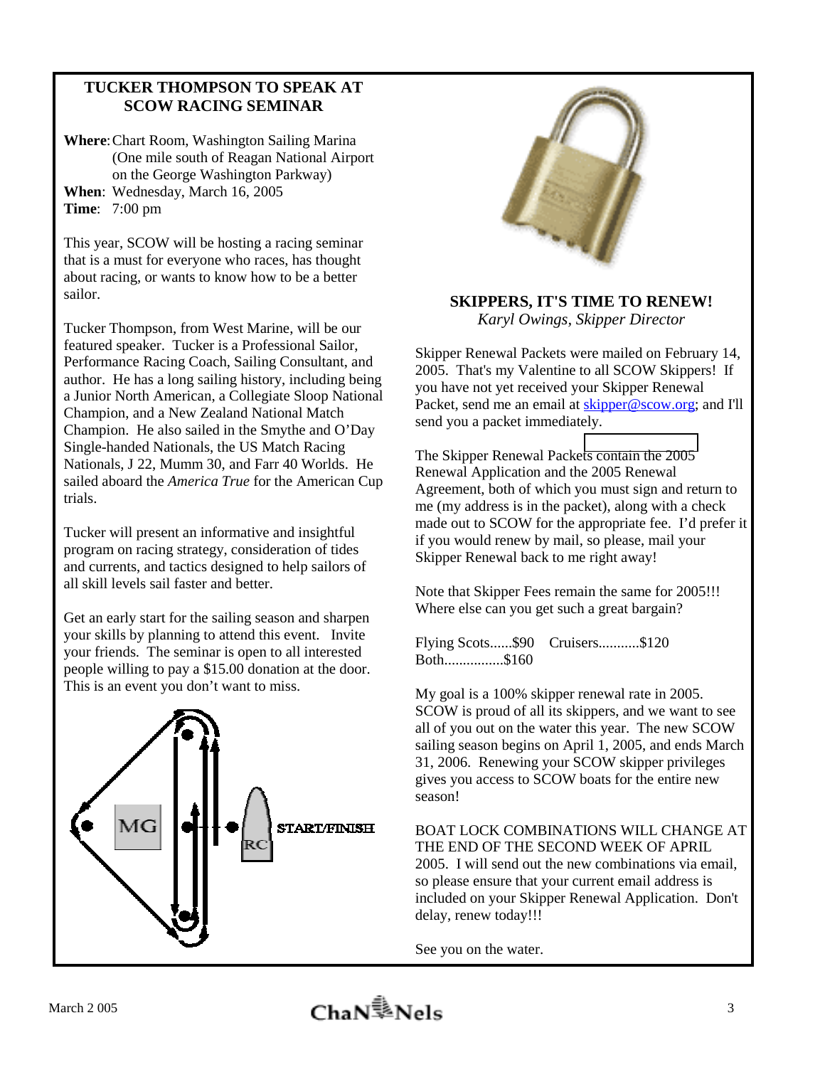## TUCKER THOMPSON TO SPEAK AT SCOW RACING SEMINAR

**Where**: Chart Room, Washington Sailing Marina (One mile south of Reagan National Airport on the George Washington Parkway)
**When**: Wednesday, March 16, 2005
**Time**: 7:00 pm

This year, SCOW will be hosting a racing seminar that is a must for everyone who races, has thought about racing, or wants to know how to be a better sailor.

Tucker Thompson, from West Marine, will be our featured speaker. Tucker is a Professional Sailor, Performance Racing Coach, Sailing Consultant, and author. He has a long sailing history, including being a Junior North American, a Collegiate Sloop National Champion, and a New Zealand National Match Champion. He also sailed in the Smythe and O'Day Single-handed Nationals, the US Match Racing Nationals, J 22, Mumm 30, and Farr 40 Worlds. He sailed aboard the *America True* for the American Cup trials.

Tucker will present an informative and insightful program on racing strategy, consideration of tides and currents, and tactics designed to help sailors of all skill levels sail faster and better.

Get an early start for the sailing season and sharpen your skills by planning to attend this event. Invite your friends. The seminar is open to all interested people willing to pay a $15.00 donation at the door. This is an event you don't want to miss.

MG

RC

START/FINISH

## SKIPPERS, IT'S TIME TO RENEW!

*Karyl Owings, Skipper Director*

Skipper Renewal Packets were mailed on February 14, 2005. That's my Valentine to all SCOW Skippers! If you have not yet received your Skipper Renewal Packet, send me an email at skipper@scow.org; and I'll send you a packet immediately.

The Skipper Renewal Packets contain the 2005 Renewal Application and the 2005 Renewal Agreement, both of which you must sign and return to me (my address is in the packet), along with a check made out to SCOW for the appropriate fee. I'd prefer it if you would renew by mail, so please, mail your Skipper Renewal back to me right away!

Note that Skipper Fees remain the same for 2005!!! Where else can you get such a great bargain?

Flying Scots......$90 Cruisers...........$120
Both................$160

My goal is a 100% skipper renewal rate in 2005. SCOW is proud of all its skippers, and we want to see all of you out on the water this year. The new SCOW sailing season begins on April 1, 2005, and ends March 31, 2006. Renewing your SCOW skipper privileges gives you access to SCOW boats for the entire new season!

BOAT LOCK COMBINATIONS WILL CHANGE AT THE END OF THE SECOND WEEK OF APRIL 2005. I will send out the new combinations via email, so please ensure that your current email address is included on your Skipper Renewal Application. Don't delay, renew today!!!

See you on the water.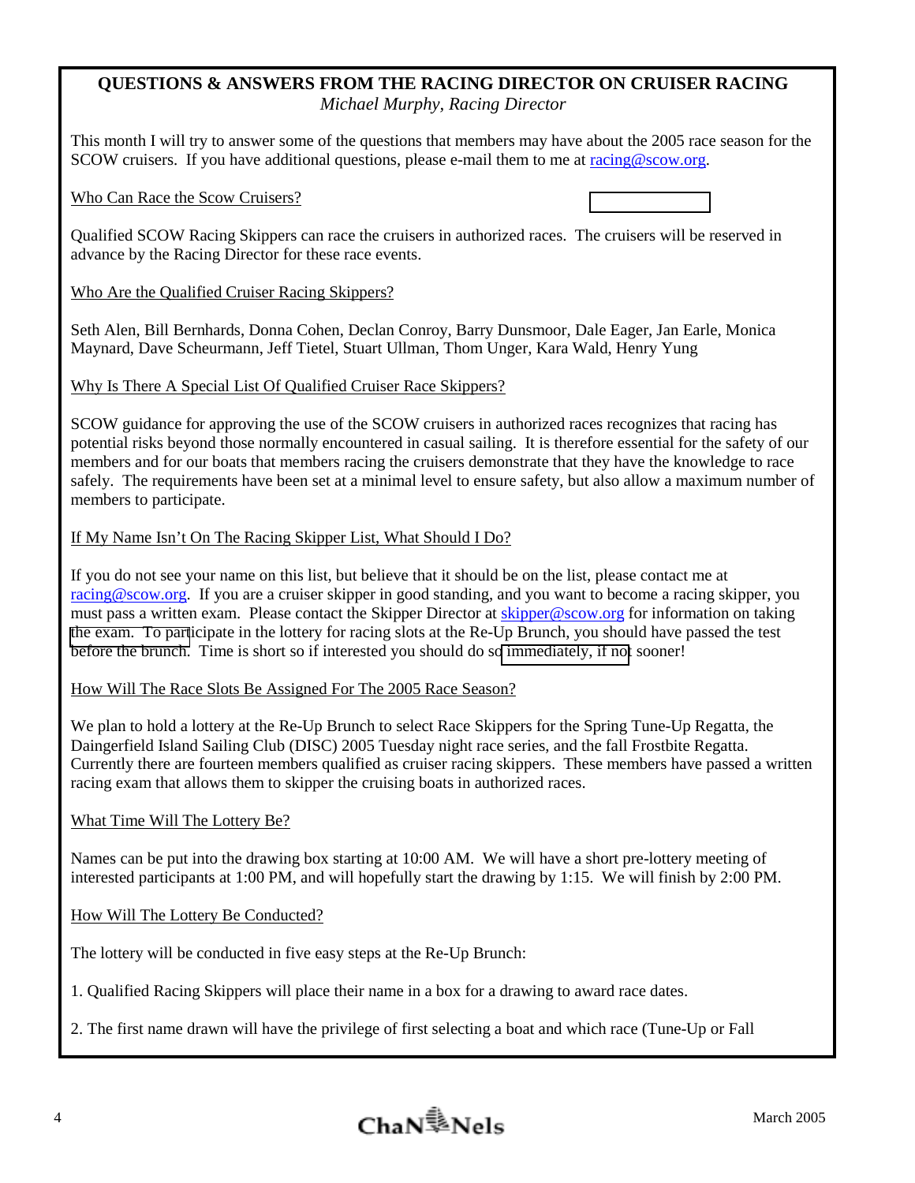## QUESTIONS & ANSWERS FROM THE RACING DIRECTOR ON CRUISER RACING

*Michael Murphy, Racing Director*

This month I will try to answer some of the questions that members may have about the 2005 race season for the SCOW cruisers. If you have additional questions, please e-mail them to me at racing@scow.org.

Who Can Race the Scow Cruisers?

Qualified SCOW Racing Skippers can race the cruisers in authorized races. The cruisers will be reserved in advance by the Racing Director for these race events.

Who Are the Qualified Cruiser Racing Skippers?

Seth Alen, Bill Bernhards, Donna Cohen, Declan Conroy, Barry Dunsmoor, Dale Eager, Jan Earle, Monica Maynard, Dave Scheurmann, Jeff Tietel, Stuart Ullman, Thom Unger, Kara Wald, Henry Yung

Why Is There A Special List Of Qualified Cruiser Race Skippers?

SCOW guidance for approving the use of the SCOW cruisers in authorized races recognizes that racing has potential risks beyond those normally encountered in casual sailing. It is therefore essential for the safety of our members and for our boats that members racing the cruisers demonstrate that they have the knowledge to race safely. The requirements have been set at a minimal level to ensure safety, but also allow a maximum number of members to participate.

If My Name Isn't On The Racing Skipper List, What Should I Do?

If you do not see your name on this list, but believe that it should be on the list, please contact me at racing@scow.org. If you are a cruiser skipper in good standing, and you want to become a racing skipper, you must pass a written exam. Please contact the Skipper Director at skipper@scow.org for information on taking the exam. To participate in the lottery for racing slots at the Re-Up Brunch, you should have passed the test before the brunch. Time is short so if interested you should do so immediately, if not sooner!

How Will The Race Slots Be Assigned For The 2005 Race Season?

We plan to hold a lottery at the Re-Up Brunch to select Race Skippers for the Spring Tune-Up Regatta, the Daingerfield Island Sailing Club (DISC) 2005 Tuesday night race series, and the fall Frostbite Regatta. Currently there are fourteen members qualified as cruiser racing skippers. These members have passed a written racing exam that allows them to skipper the cruising boats in authorized races.

What Time Will The Lottery Be?

Names can be put into the drawing box starting at 10:00 AM. We will have a short pre-lottery meeting of interested participants at 1:00 PM, and will hopefully start the drawing by 1:15. We will finish by 2:00 PM.

How Will The Lottery Be Conducted?

The lottery will be conducted in five easy steps at the Re-Up Brunch:

1. Qualified Racing Skippers will place their name in a box for a drawing to award race dates.

2. The first name drawn will have the privilege of first selecting a boat and which race (Tune-Up or Fall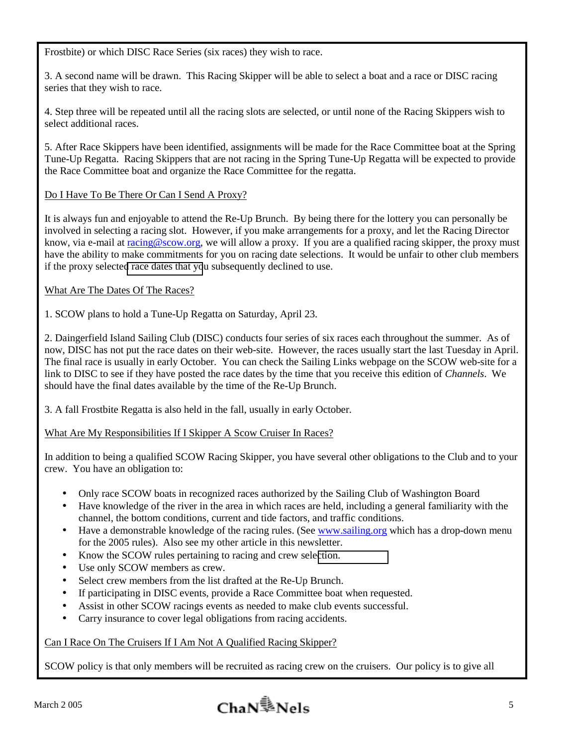Frostbite) or which DISC Race Series (six races) they wish to race.

3. A second name will be drawn. This Racing Skipper will be able to select a boat and a race or DISC racing series that they wish to race.

4. Step three will be repeated until all the racing slots are selected, or until none of the Racing Skippers wish to select additional races.

5. After Race Skippers have been identified, assignments will be made for the Race Committee boat at the Spring Tune-Up Regatta. Racing Skippers that are not racing in the Spring Tune-Up Regatta will be expected to provide the Race Committee boat and organize the Race Committee for the regatta.

Do I Have To Be There Or Can I Send A Proxy?

It is always fun and enjoyable to attend the Re-Up Brunch. By being there for the lottery you can personally be involved in selecting a racing slot. However, if you make arrangements for a proxy, and let the Racing Director know, via e-mail at racing@scow.org, we will allow a proxy. If you are a qualified racing skipper, the proxy must have the ability to make commitments for you on racing date selections. It would be unfair to other club members if the proxy selected race dates that you subsequently declined to use.

What Are The Dates Of The Races?

1. SCOW plans to hold a Tune-Up Regatta on Saturday, April 23.

2. Daingerfield Island Sailing Club (DISC) conducts four series of six races each throughout the summer. As of now, DISC has not put the race dates on their web-site. However, the races usually start the last Tuesday in April. The final race is usually in early October. You can check the Sailing Links webpage on the SCOW web-site for a link to DISC to see if they have posted the race dates by the time that you receive this edition of *Channels*. We should have the final dates available by the time of the Re-Up Brunch.

3. A fall Frostbite Regatta is also held in the fall, usually in early October.

What Are My Responsibilities If I Skipper A Scow Cruiser In Races?

In addition to being a qualified SCOW Racing Skipper, you have several other obligations to the Club and to your crew. You have an obligation to:

- Only race SCOW boats in recognized races authorized by the Sailing Club of Washington Board
- Have knowledge of the river in the area in which races are held, including a general familiarity with the channel, the bottom conditions, current and tide factors, and traffic conditions.
- Have a demonstrable knowledge of the racing rules. (See www.sailing.org which has a drop-down menu for the 2005 rules). Also see my other article in this newsletter.
- Know the SCOW rules pertaining to racing and crew selection.
- Use only SCOW members as crew.
- Select crew members from the list drafted at the Re-Up Brunch.
- If participating in DISC events, provide a Race Committee boat when requested.
- Assist in other SCOW racings events as needed to make club events successful.
- Carry insurance to cover legal obligations from racing accidents.

Can I Race On The Cruisers If I Am Not A Qualified Racing Skipper?

SCOW policy is that only members will be recruited as racing crew on the cruisers. Our policy is to give all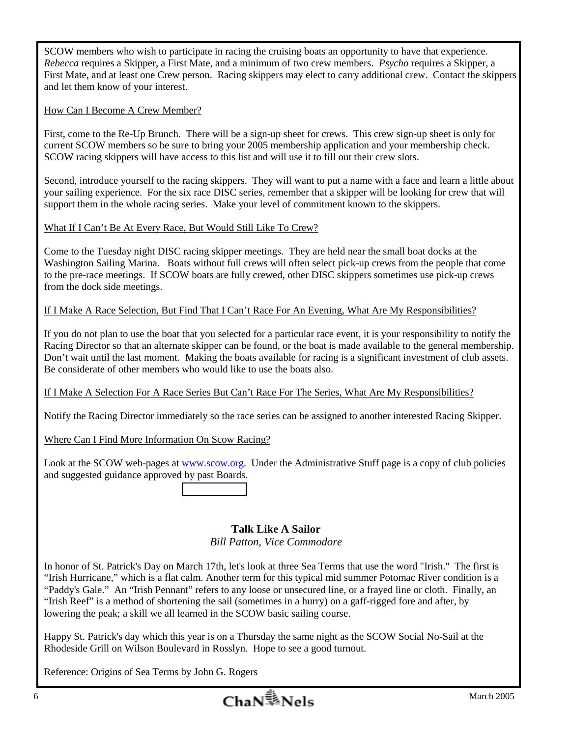SCOW members who wish to participate in racing the cruising boats an opportunity to have that experience. *Rebecca* requires a Skipper, a First Mate, and a minimum of two crew members. *Psycho* requires a Skipper, a First Mate, and at least one Crew person. Racing skippers may elect to carry additional crew. Contact the skippers and let them know of your interest.

How Can I Become A Crew Member?

First, come to the Re-Up Brunch. There will be a sign-up sheet for crews. This crew sign-up sheet is only for current SCOW members so be sure to bring your 2005 membership application and your membership check. SCOW racing skippers will have access to this list and will use it to fill out their crew slots.

Second, introduce yourself to the racing skippers. They will want to put a name with a face and learn a little about your sailing experience. For the six race DISC series, remember that a skipper will be looking for crew that will support them in the whole racing series. Make your level of commitment known to the skippers.

What If I Can't Be At Every Race, But Would Still Like To Crew?

Come to the Tuesday night DISC racing skipper meetings. They are held near the small boat docks at the Washington Sailing Marina. Boats without full crews will often select pick-up crews from the people that come to the pre-race meetings. If SCOW boats are fully crewed, other DISC skippers sometimes use pick-up crews from the dock side meetings.

If I Make A Race Selection, But Find That I Can't Race For An Evening, What Are My Responsibilities?

If you do not plan to use the boat that you selected for a particular race event, it is your responsibility to notify the Racing Director so that an alternate skipper can be found, or the boat is made available to the general membership. Don't wait until the last moment. Making the boats available for racing is a significant investment of club assets. Be considerate of other members who would like to use the boats also.

If I Make A Selection For A Race Series But Can't Race For The Series, What Are My Responsibilities?

Notify the Racing Director immediately so the race series can be assigned to another interested Racing Skipper.

Where Can I Find More Information On Scow Racing?

Look at the SCOW web-pages at www.scow.org. Under the Administrative Stuff page is a copy of club policies and suggested guidance approved by past Boards.

## Talk Like A Sailor

*Bill Patton, Vice Commodore*

In honor of St. Patrick's Day on March 17th, let's look at three Sea Terms that use the word "Irish." The first is "Irish Hurricane," which is a flat calm. Another term for this typical mid summer Potomac River condition is a "Paddy's Gale." An "Irish Pennant" refers to any loose or unsecured line, or a frayed line or cloth. Finally, an "Irish Reef" is a method of shortening the sail (sometimes in a hurry) on a gaff-rigged fore and after, by lowering the peak; a skill we all learned in the SCOW basic sailing course.

Happy St. Patrick's day which this year is on a Thursday the same night as the SCOW Social No-Sail at the Rhodeside Grill on Wilson Boulevard in Rosslyn. Hope to see a good turnout.

Reference: Origins of Sea Terms by John G. Rogers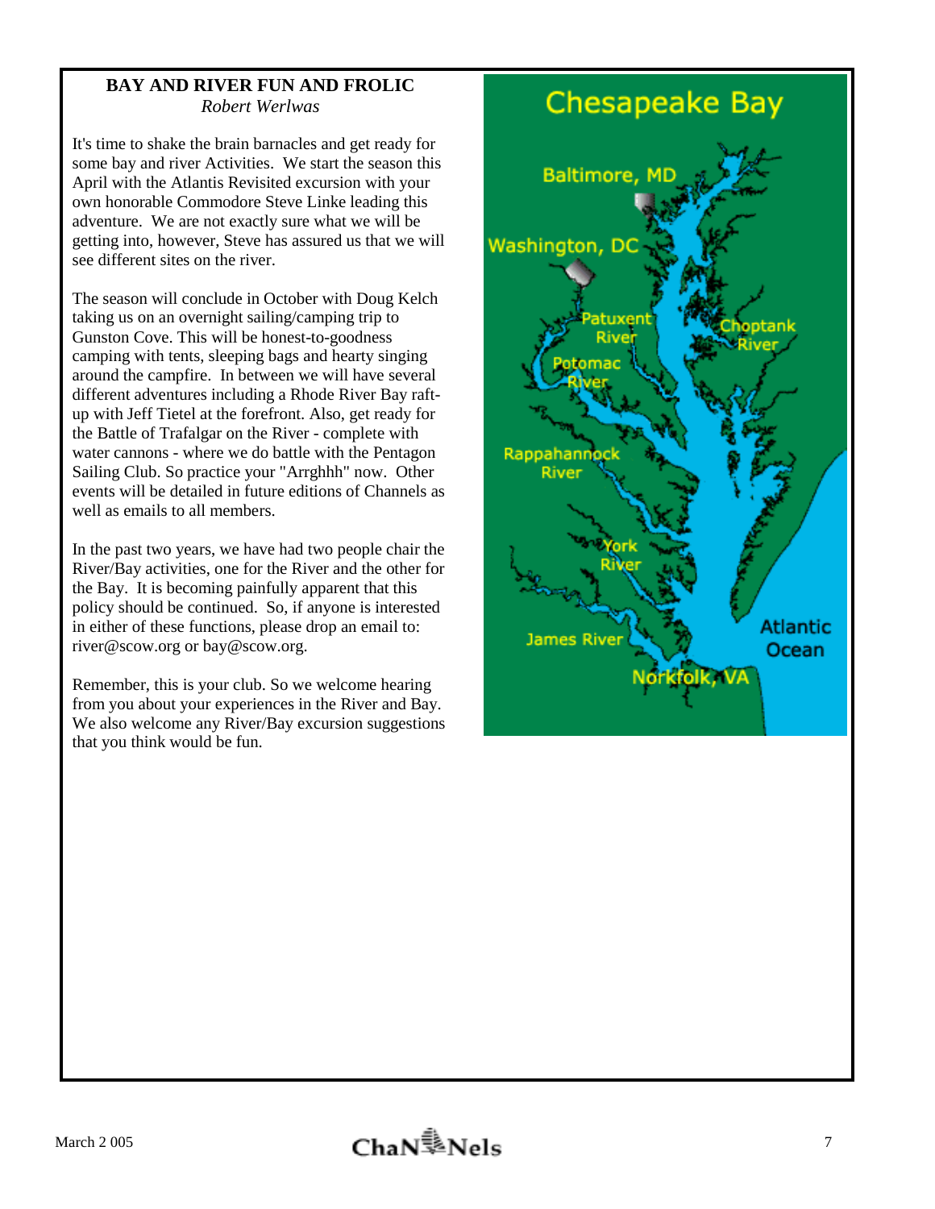## BAY AND RIVER FUN AND FROLIC

*Robert Werlwas*

It's time to shake the brain barnacles and get ready for some bay and river Activities. We start the season this April with the Atlantis Revisited excursion with your own honorable Commodore Steve Linke leading this adventure. We are not exactly sure what we will be getting into, however, Steve has assured us that we will see different sites on the river.

The season will conclude in October with Doug Kelch taking us on an overnight sailing/camping trip to Gunston Cove. This will be honest-to-goodness camping with tents, sleeping bags and hearty singing around the campfire. In between we will have several different adventures including a Rhode River Bay raft-up with Jeff Tietel at the forefront. Also, get ready for the Battle of Trafalgar on the River - complete with water cannons - where we do battle with the Pentagon Sailing Club. So practice your "Arrghhh" now. Other events will be detailed in future editions of Channels as well as emails to all members.

In the past two years, we have had two people chair the River/Bay activities, one for the River and the other for the Bay. It is becoming painfully apparent that this policy should be continued. So, if anyone is interested in either of these functions, please drop an email to: river@scow.org or bay@scow.org.

Remember, this is your club. So we welcome hearing from you about your experiences in the River and Bay. We also welcome any River/Bay excursion suggestions that you think would be fun.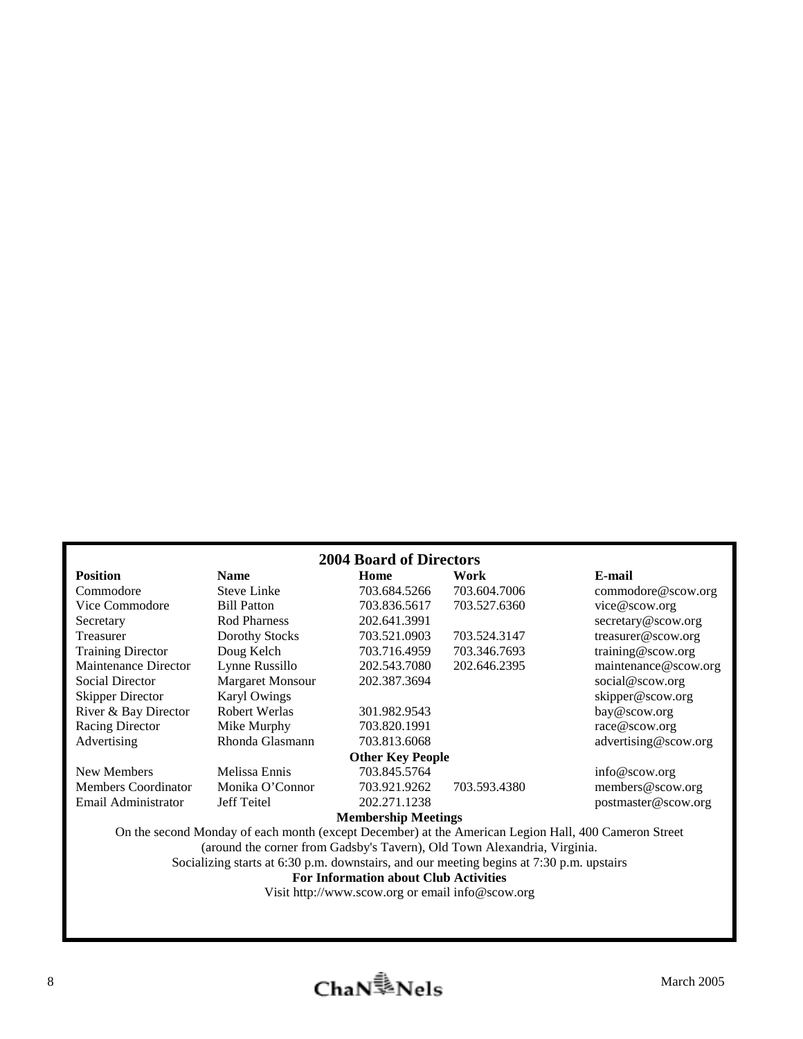## 2004 Board of Directors

| Position | Name | Home | Work | E-mail |
|---|---|---|---|---|
| Commodore | Steve Linke | 703.684.5266 | 703.604.7006 | commodore@scow.org |
| Vice Commodore | Bill Patton | 703.836.5617 | 703.527.6360 | vice@scow.org |
| Secretary | Rod Pharness | 202.641.3991 | | secretary@scow.org |
| Treasurer | Dorothy Stocks | 703.521.0903 | 703.524.3147 | treasurer@scow.org |
| Training Director | Doug Kelch | 703.716.4959 | 703.346.7693 | training@scow.org |
| Maintenance Director | Lynne Russillo | 202.543.7080 | 202.646.2395 | maintenance@scow.org |
| Social Director | Margaret Monsour | 202.387.3694 | | social@scow.org |
| Skipper Director | Karyl Owings | | | skipper@scow.org |
| River & Bay Director | Robert Werlas | 301.982.9543 | | bay@scow.org |
| Racing Director | Mike Murphy | 703.820.1991 | | race@scow.org |
| Advertising | Rhonda Glasmann | 703.813.6068 | | advertising@scow.org |
| | | **Other Key People** | | |
| New Members | Melissa Ennis | 703.845.5764 | | info@scow.org |
| Members Coordinator | Monika O'Connor | 703.921.9262 | 703.593.4380 | members@scow.org |
| Email Administrator | Jeff Teitel | 202.271.1238 | | postmaster@scow.org |

**Membership Meetings**

On the second Monday of each month (except December) at the American Legion Hall, 400 Cameron Street (around the corner from Gadsby's Tavern), Old Town Alexandria, Virginia.

Socializing starts at 6:30 p.m. downstairs, and our meeting begins at 7:30 p.m. upstairs

**For Information about Club Activities**

Visit http://www.scow.org or email info@scow.org